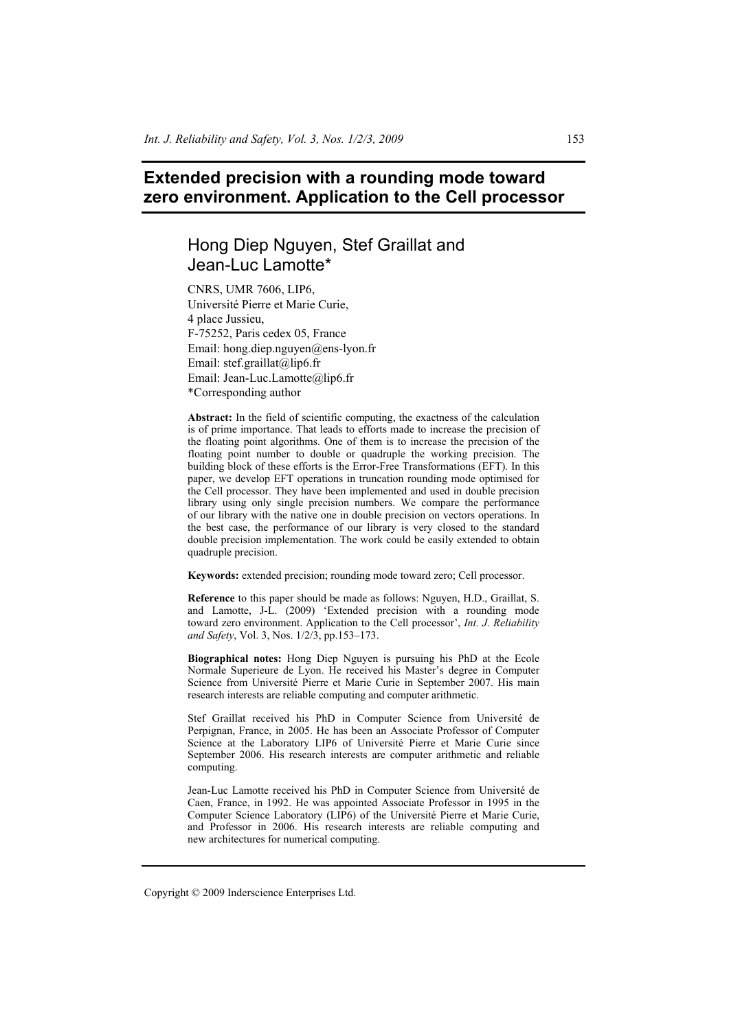# Extended precision with a rounding mode toward zero environment. Application to the Cell processor

## Hong Diep Nguyen, Stef Graillat and Jean-Luc Lamotte*

CNRS, UMR 7606, LIP6,
Université Pierre et Marie Curie,
4 place Jussieu,
F-75252, Paris cedex 05, France
Email: hong.diep.nguyen@ens-lyon.fr
Email: stef.graillat@lip6.fr
Email: Jean-Luc.Lamotte@lip6.fr
*Corresponding author

**Abstract:** In the field of scientific computing, the exactness of the calculation is of prime importance. That leads to efforts made to increase the precision of the floating point algorithms. One of them is to increase the precision of the floating point number to double or quadruple the working precision. The building block of these efforts is the Error-Free Transformations (EFT). In this paper, we develop EFT operations in truncation rounding mode optimised for the Cell processor. They have been implemented and used in double precision library using only single precision numbers. We compare the performance of our library with the native one in double precision on vectors operations. In the best case, the performance of our library is very closed to the standard double precision implementation. The work could be easily extended to obtain quadruple precision.

**Keywords:** extended precision; rounding mode toward zero; Cell processor.

**Reference** to this paper should be made as follows: Nguyen, H.D., Graillat, S. and Lamotte, J-L. (2009) 'Extended precision with a rounding mode toward zero environment. Application to the Cell processor', *Int. J. Reliability and Safety*, Vol. 3, Nos. 1/2/3, pp.153–173.

**Biographical notes:** Hong Diep Nguyen is pursuing his PhD at the Ecole Normale Superieure de Lyon. He received his Master's degree in Computer Science from Université Pierre et Marie Curie in September 2007. His main research interests are reliable computing and computer arithmetic.

Stef Graillat received his PhD in Computer Science from Université de Perpignan, France, in 2005. He has been an Associate Professor of Computer Science at the Laboratory LIP6 of Université Pierre et Marie Curie since September 2006. His research interests are computer arithmetic and reliable computing.

Jean-Luc Lamotte received his PhD in Computer Science from Université de Caen, France, in 1992. He was appointed Associate Professor in 1995 in the Computer Science Laboratory (LIP6) of the Université Pierre et Marie Curie, and Professor in 2006. His research interests are reliable computing and new architectures for numerical computing.

Copyright © 2009 Inderscience Enterprises Ltd.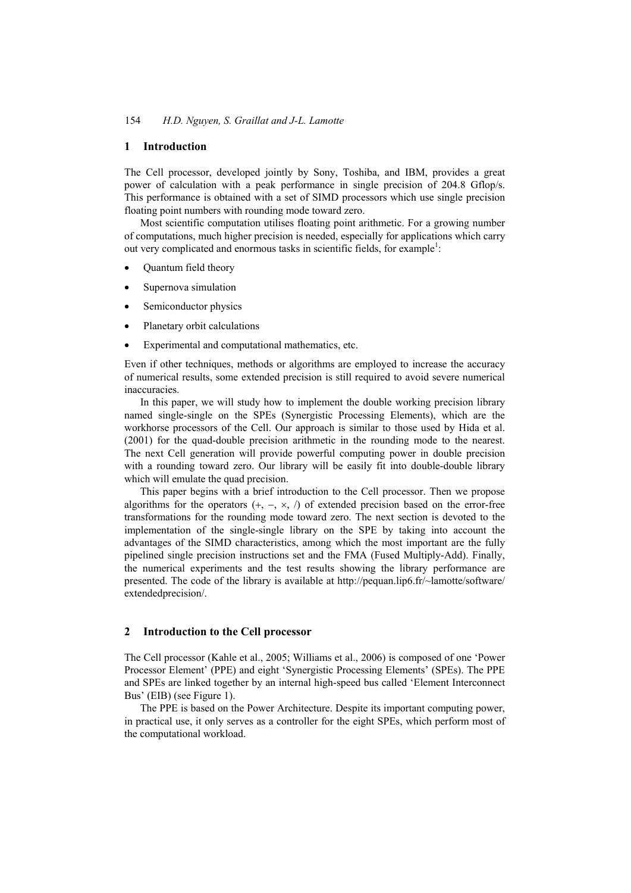## 1 Introduction

The Cell processor, developed jointly by Sony, Toshiba, and IBM, provides a great power of calculation with a peak performance in single precision of 204.8 Gflop/s. This performance is obtained with a set of SIMD processors which use single precision floating point numbers with rounding mode toward zero.

Most scientific computation utilises floating point arithmetic. For a growing number of computations, much higher precision is needed, especially for applications which carry out very complicated and enormous tasks in scientific fields, for example[1]:

- Quantum field theory
- Supernova simulation
- Semiconductor physics
- Planetary orbit calculations
- Experimental and computational mathematics, etc.

Even if other techniques, methods or algorithms are employed to increase the accuracy of numerical results, some extended precision is still required to avoid severe numerical inaccuracies.

In this paper, we will study how to implement the double working precision library named single-single on the SPEs (Synergistic Processing Elements), which are the workhorse processors of the Cell. Our approach is similar to those used by Hida et al. (2001) for the quad-double precision arithmetic in the rounding mode to the nearest. The next Cell generation will provide powerful computing power in double precision with a rounding toward zero. Our library will be easily fit into double-double library which will emulate the quad precision.

This paper begins with a brief introduction to the Cell processor. Then we propose algorithms for the operators (+, −, ×, /) of extended precision based on the error-free transformations for the rounding mode toward zero. The next section is devoted to the implementation of the single-single library on the SPE by taking into account the advantages of the SIMD characteristics, among which the most important are the fully pipelined single precision instructions set and the FMA (Fused Multiply-Add). Finally, the numerical experiments and the test results showing the library performance are presented. The code of the library is available at http://pequan.lip6.fr/~lamotte/software/extendedprecision/.

## 2 Introduction to the Cell processor

The Cell processor (Kahle et al., 2005; Williams et al., 2006) is composed of one 'Power Processor Element' (PPE) and eight 'Synergistic Processing Elements' (SPEs). The PPE and SPEs are linked together by an internal high-speed bus called 'Element Interconnect Bus' (EIB) (see Figure 1).

The PPE is based on the Power Architecture. Despite its important computing power, in practical use, it only serves as a controller for the eight SPEs, which perform most of the computational workload.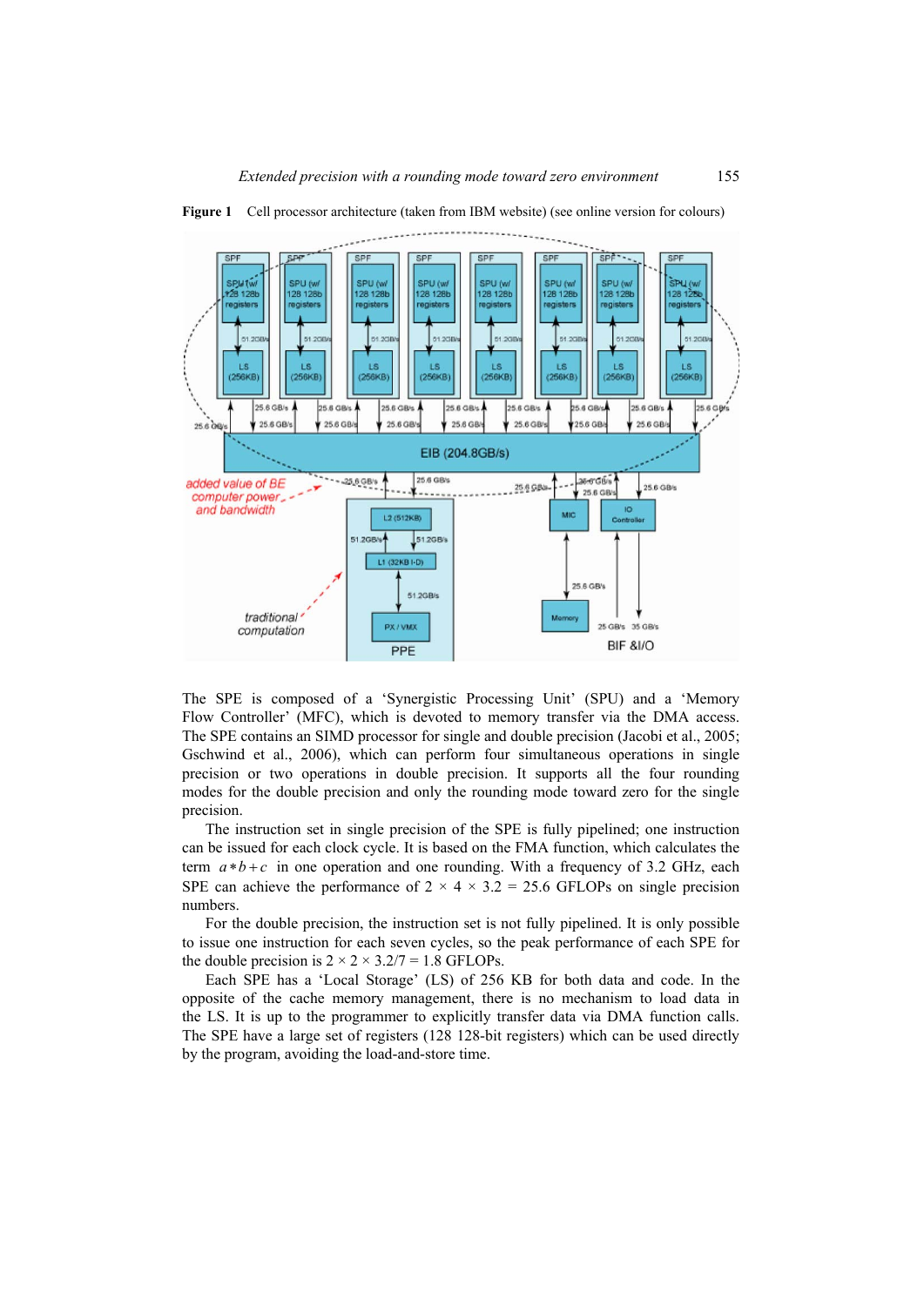**Figure 1** Cell processor architecture (taken from IBM website) (see online version for colours)

The SPE is composed of a ‘Synergistic Processing Unit’ (SPU) and a ‘Memory Flow Controller’ (MFC), which is devoted to memory transfer via the DMA access. The SPE contains an SIMD processor for single and double precision (Jacobi et al., 2005; Gschwind et al., 2006), which can perform four simultaneous operations in single precision or two operations in double precision. It supports all the four rounding modes for the double precision and only the rounding mode toward zero for the single precision.

The instruction set in single precision of the SPE is fully pipelined; one instruction can be issued for each clock cycle. It is based on the FMA function, which calculates the term $a*b+c$ in one operation and one rounding. With a frequency of 3.2 GHz, each SPE can achieve the performance of $2 \times 4 \times 3.2 = 25.6$ GFLOPs on single precision numbers.

For the double precision, the instruction set is not fully pipelined. It is only possible to issue one instruction for each seven cycles, so the peak performance of each SPE for the double precision is $2 \times 2 \times 3.2/7 = 1.8$ GFLOPs.

Each SPE has a ‘Local Storage’ (LS) of 256 KB for both data and code. In the opposite of the cache memory management, there is no mechanism to load data in the LS. It is up to the programmer to explicitly transfer data via DMA function calls. The SPE have a large set of registers (128 128-bit registers) which can be used directly by the program, avoiding the load-and-store time.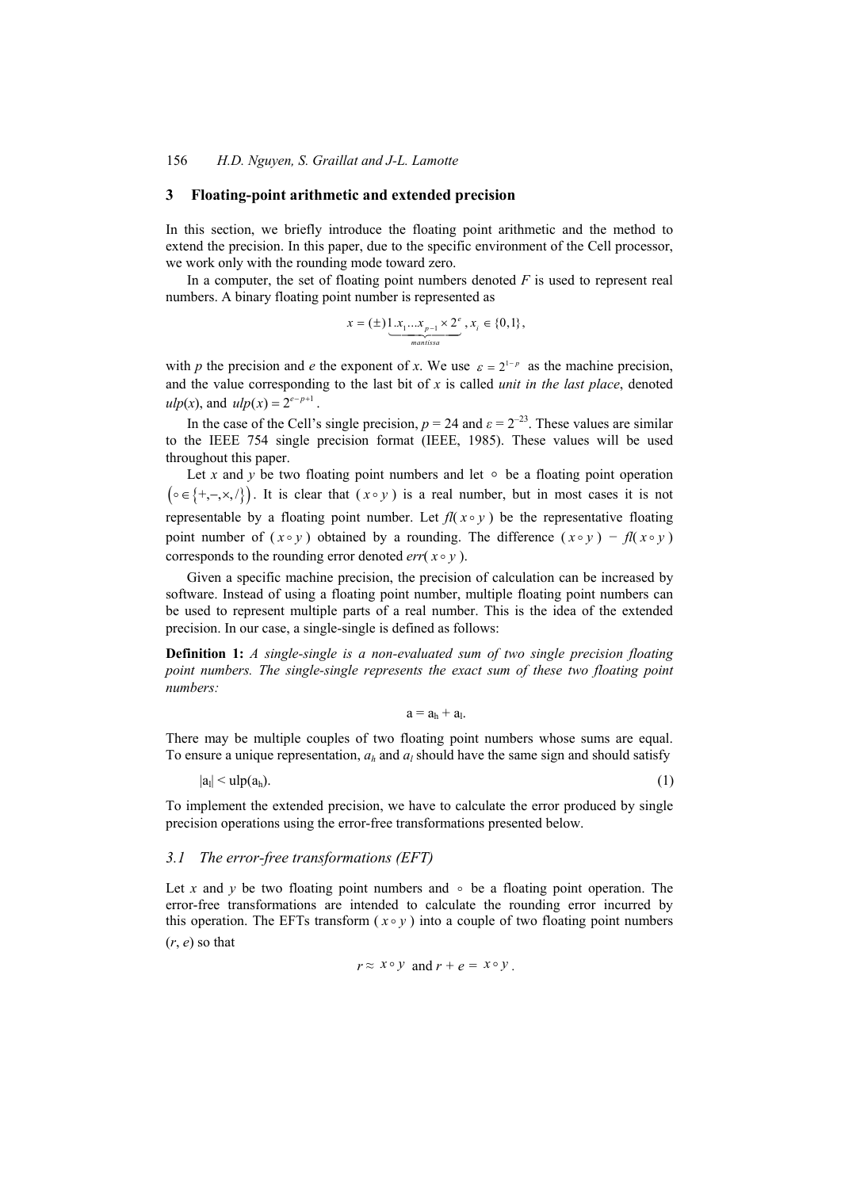## 3 Floating-point arithmetic and extended precision

In this section, we briefly introduce the floating point arithmetic and the method to extend the precision. In this paper, due to the specific environment of the Cell processor, we work only with the rounding mode toward zero.

In a computer, the set of floating point numbers denoted $F$ is used to represent real numbers. A binary floating point number is represented as

$$x = (\pm)\underbrace{1.x_1 \ldots x_{p-1} \times 2^e}_{mantissa}, x_i \in \{0,1\},$$

with $p$ the precision and $e$ the exponent of $x$. We use $\varepsilon = 2^{1-p}$ as the machine precision, and the value corresponding to the last bit of $x$ is called *unit in the last place*, denoted $ulp(x)$, and $ulp(x) = 2^{e-p+1}$.

In the case of the Cell's single precision, $p = 24$ and $\varepsilon = 2^{-23}$. These values are similar to the IEEE 754 single precision format (IEEE, 1985). These values will be used throughout this paper.

Let $x$ and $y$ be two floating point numbers and let $\circ$ be a floating point operation $\left(\circ \in \{+,-,\times,/\}\right)$. It is clear that $(x \circ y)$ is a real number, but in most cases it is not representable by a floating point number. Let $fl(x \circ y)$ be the representative floating point number of $(x \circ y)$ obtained by a rounding. The difference $(x \circ y) - fl(x \circ y)$ corresponds to the rounding error denoted $err(x \circ y)$.

Given a specific machine precision, the precision of calculation can be increased by software. Instead of using a floating point number, multiple floating point numbers can be used to represent multiple parts of a real number. This is the idea of the extended precision. In our case, a single-single is defined as follows:

**Definition 1:** *A single-single is a non-evaluated sum of two single precision floating point numbers. The single-single represents the exact sum of these two floating point numbers:*

$$a = a_h + a_l.$$

There may be multiple couples of two floating point numbers whose sums are equal. To ensure a unique representation, $a_h$ and $a_l$ should have the same sign and should satisfy

$$|a_l| < \mathrm{ulp}(a_h). \tag{1}$$

To implement the extended precision, we have to calculate the error produced by single precision operations using the error-free transformations presented below.

### 3.1 The error-free transformations (EFT)

Let $x$ and $y$ be two floating point numbers and $\circ$ be a floating point operation. The error-free transformations are intended to calculate the rounding error incurred by this operation. The EFTs transform $(x \circ y)$ into a couple of two floating point numbers $(r, e)$ so that

$$r \approx x \circ y \text{ and } r + e = x \circ y.$$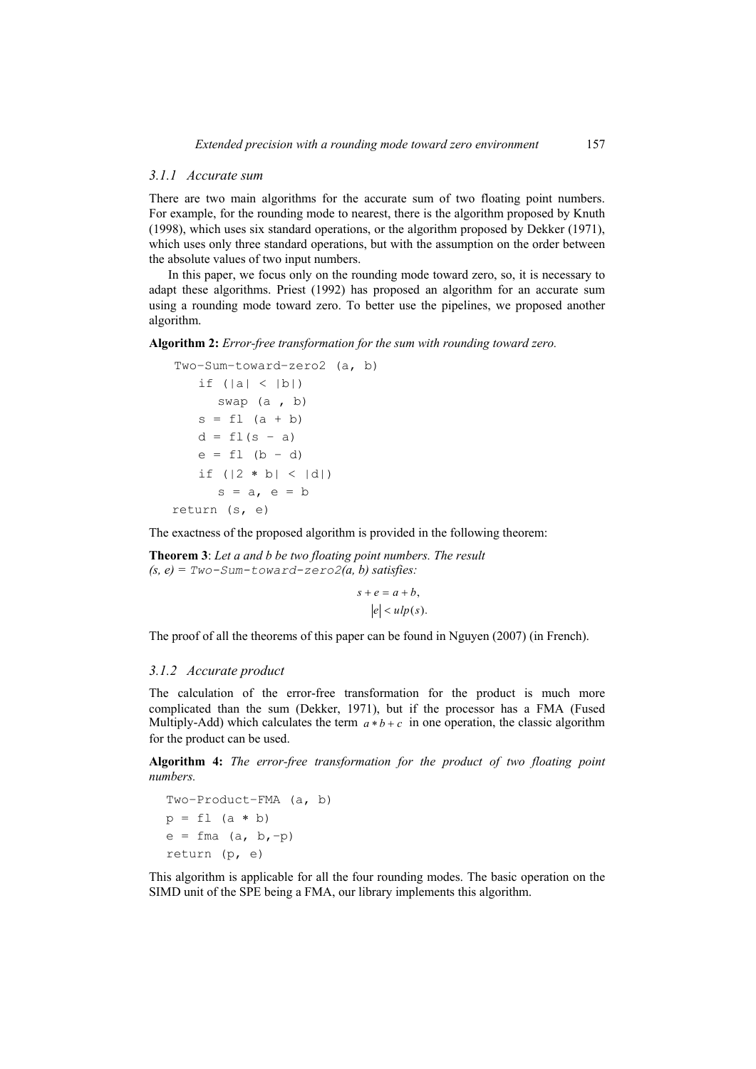### 3.1.1 Accurate sum

There are two main algorithms for the accurate sum of two floating point numbers. For example, for the rounding mode to nearest, there is the algorithm proposed by Knuth (1998), which uses six standard operations, or the algorithm proposed by Dekker (1971), which uses only three standard operations, but with the assumption on the order between the absolute values of two input numbers.

In this paper, we focus only on the rounding mode toward zero, so, it is necessary to adapt these algorithms. Priest (1992) has proposed an algorithm for an accurate sum using a rounding mode toward zero. To better use the pipelines, we proposed another algorithm.

**Algorithm 2:** *Error-free transformation for the sum with rounding toward zero.*

```
 Two-Sum-toward-zero2 (a, b)
    if (|a| < |b|)
       swap (a , b)
    s = fl (a + b)
    d = fl(s - a)
    e = fl (b - d)
    if (|2 * b| < |d|)
       s = a, e = b
return (s, e)
```

The exactness of the proposed algorithm is provided in the following theorem:

**Theorem 3**: *Let a and b be two floating point numbers. The result (s, e) =* `Two-Sum-toward-zero2`*(a, b) satisfies:*

$$s + e = a + b,$$
$$|e| < ulp(s).$$

The proof of all the theorems of this paper can be found in Nguyen (2007) (in French).

### 3.1.2 Accurate product

The calculation of the error-free transformation for the product is much more complicated than the sum (Dekker, 1971), but if the processor has a FMA (Fused Multiply-Add) which calculates the term $a * b + c$ in one operation, the classic algorithm for the product can be used.

**Algorithm 4:** *The error-free transformation for the product of two floating point numbers.*

```
Two-Product-FMA (a, b)
p = fl (a * b)
e = fma (a, b,-p)
return (p, e)
```

This algorithm is applicable for all the four rounding modes. The basic operation on the SIMD unit of the SPE being a FMA, our library implements this algorithm.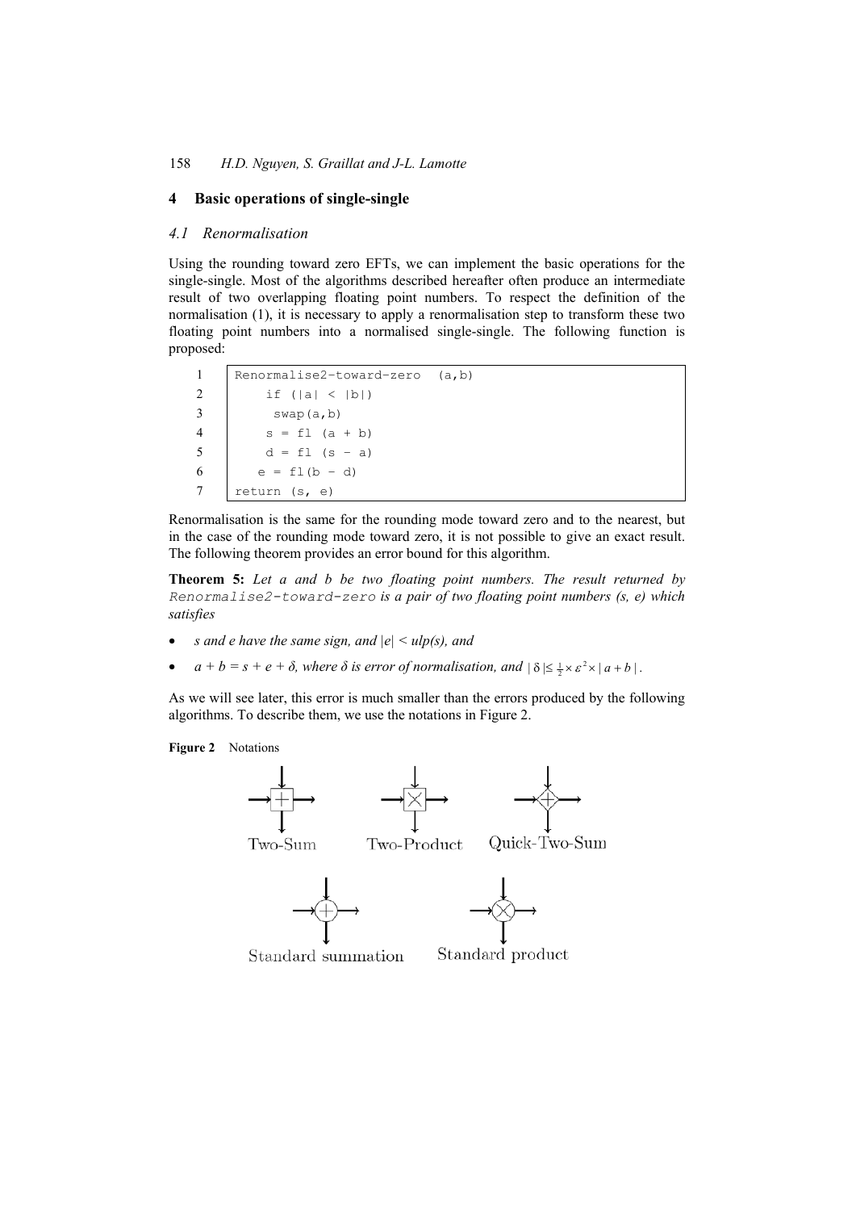## 4 Basic operations of single-single

### 4.1 Renormalisation

Using the rounding toward zero EFTs, we can implement the basic operations for the single-single. Most of the algorithms described hereafter often produce an intermediate result of two overlapping floating point numbers. To respect the definition of the normalisation (1), it is necessary to apply a renormalisation step to transform these two floating point numbers into a normalised single-single. The following function is proposed:

```
1  Renormalise2-toward-zero  (a,b)
2      if (|a| < |b|)
3       swap(a,b)
4      s = fl (a + b)
5      d = fl (s - a)
6     e = fl(b - d)
7  return (s, e)
```

Renormalisation is the same for the rounding mode toward zero and to the nearest, but in the case of the rounding mode toward zero, it is not possible to give an exact result. The following theorem provides an error bound for this algorithm.

**Theorem 5:** *Let a and b be two floating point numbers. The result returned by* `Renormalise2-toward-zero` *is a pair of two floating point numbers (s, e) which satisfies*

- *s and e have the same sign, and* $|e| < ulp(s)$*, and*
- $a + b = s + e + \delta$*, where* $\delta$ *is error of normalisation, and* $|\delta| \leq \frac{1}{2} \times \varepsilon^2 \times |a + b|$.

As we will see later, this error is much smaller than the errors produced by the following algorithms. To describe them, we use the notations in Figure 2.

**Figure 2** Notations

Two-Sum Two-Product Quick-Two-Sum

Standard summation Standard product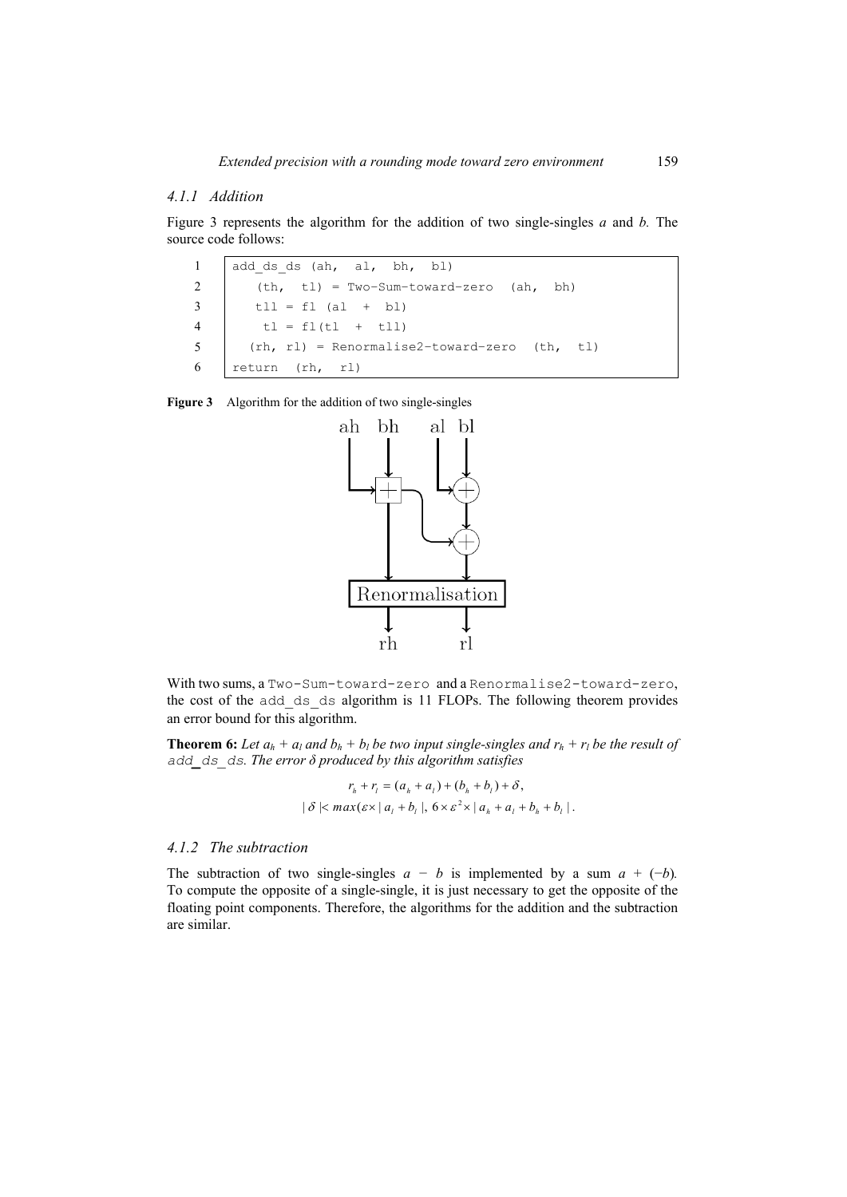### 4.1.1 Addition

Figure 3 represents the algorithm for the addition of two single-singles *a* and *b.* The source code follows:

```
1  add_ds_ds (ah,  al,  bh,  bl)
2     (th,  tl) = Two-Sum-toward-zero  (ah,  bh)
3     tll = fl (al  +  bl)
4      tl = fl(tl  +  tll)
5    (rh, rl) = Renormalise2-toward-zero  (th,  tl)
6  return  (rh,  rl)
```

**Figure 3** Algorithm for the addition of two single-singles

With two sums, a `Two-Sum-toward-zero` and a `Renormalise2-toward-zero`, the cost of the `add_ds_ds` algorithm is 11 FLOPs. The following theorem provides an error bound for this algorithm.

**Theorem 6:** *Let $a_h + a_l$ and $b_h + b_l$ be two input single-singles and $r_h + r_l$ be the result of* `add_ds_ds`*. The error δ produced by this algorithm satisfies*

$$r_h + r_l = (a_h + a_l) + (b_h + b_l) + \delta,$$

$$|\delta| < max(\varepsilon \times |a_l + b_l|,\ 6 \times \varepsilon^2 \times |a_h + a_l + b_h + b_l|.$$

### 4.1.2 The subtraction

The subtraction of two single-singles $a - b$ is implemented by a sum $a + (-b)$. To compute the opposite of a single-single, it is just necessary to get the opposite of the floating point components. Therefore, the algorithms for the addition and the subtraction are similar.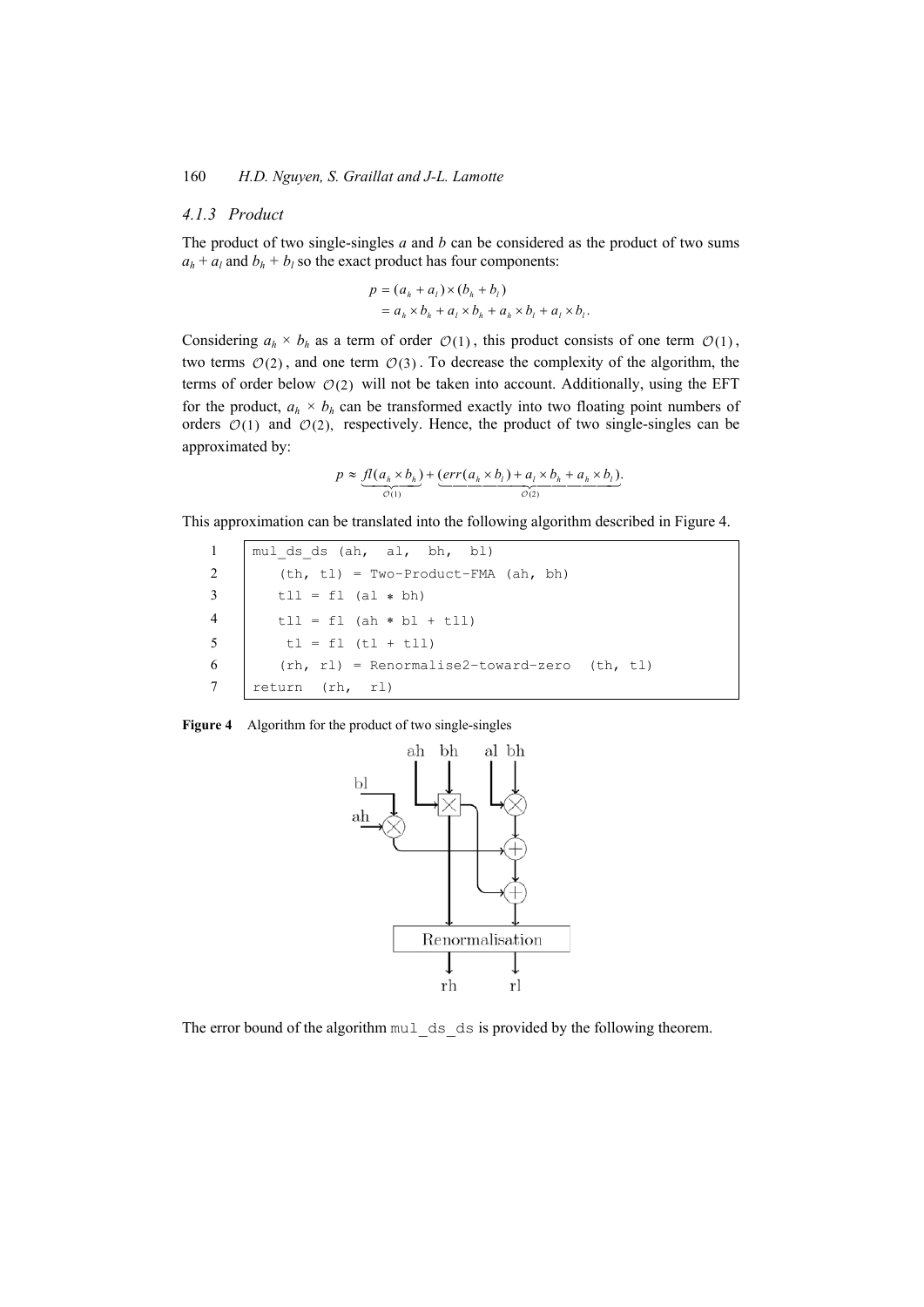### 4.1.3 Product

The product of two single-singles $a$ and $b$ can be considered as the product of two sums $a_h + a_l$ and $b_h + b_l$ so the exact product has four components:

$$
\begin{aligned}
p &= (a_h + a_l) \times (b_h + b_l) \\
&= a_h \times b_h + a_l \times b_h + a_h \times b_l + a_l \times b_l.
\end{aligned}
$$

Considering $a_h \times b_h$ as a term of order $\mathcal{O}(1)$, this product consists of one term $\mathcal{O}(1)$, two terms $\mathcal{O}(2)$, and one term $\mathcal{O}(3)$. To decrease the complexity of the algorithm, the terms of order below $\mathcal{O}(2)$ will not be taken into account. Additionally, using the EFT for the product, $a_h \times b_h$ can be transformed exactly into two floating point numbers of orders $\mathcal{O}(1)$ and $\mathcal{O}(2)$, respectively. Hence, the product of two single-singles can be approximated by:

$$
p \approx \underbrace{fl(a_h \times b_h)}_{\mathcal{O}(1)} + \underbrace{(err(a_h \times b_l) + a_l \times b_h + a_h \times b_l)}_{\mathcal{O}(2)}.
$$

This approximation can be translated into the following algorithm described in Figure 4.

```
1  mul_ds_ds (ah,  al,  bh,  bl)
2     (th, tl) = Two-Product-FMA (ah, bh)
3     tll = fl (al * bh)
4     tll = fl (ah * bl + tll)
5      tl = fl (tl + tll)
6     (rh, rl) = Renormalise2-toward-zero  (th, tl)
7  return  (rh,  rl)
```

**Figure 4** Algorithm for the product of two single-singles

The error bound of the algorithm `mul_ds_ds` is provided by the following theorem.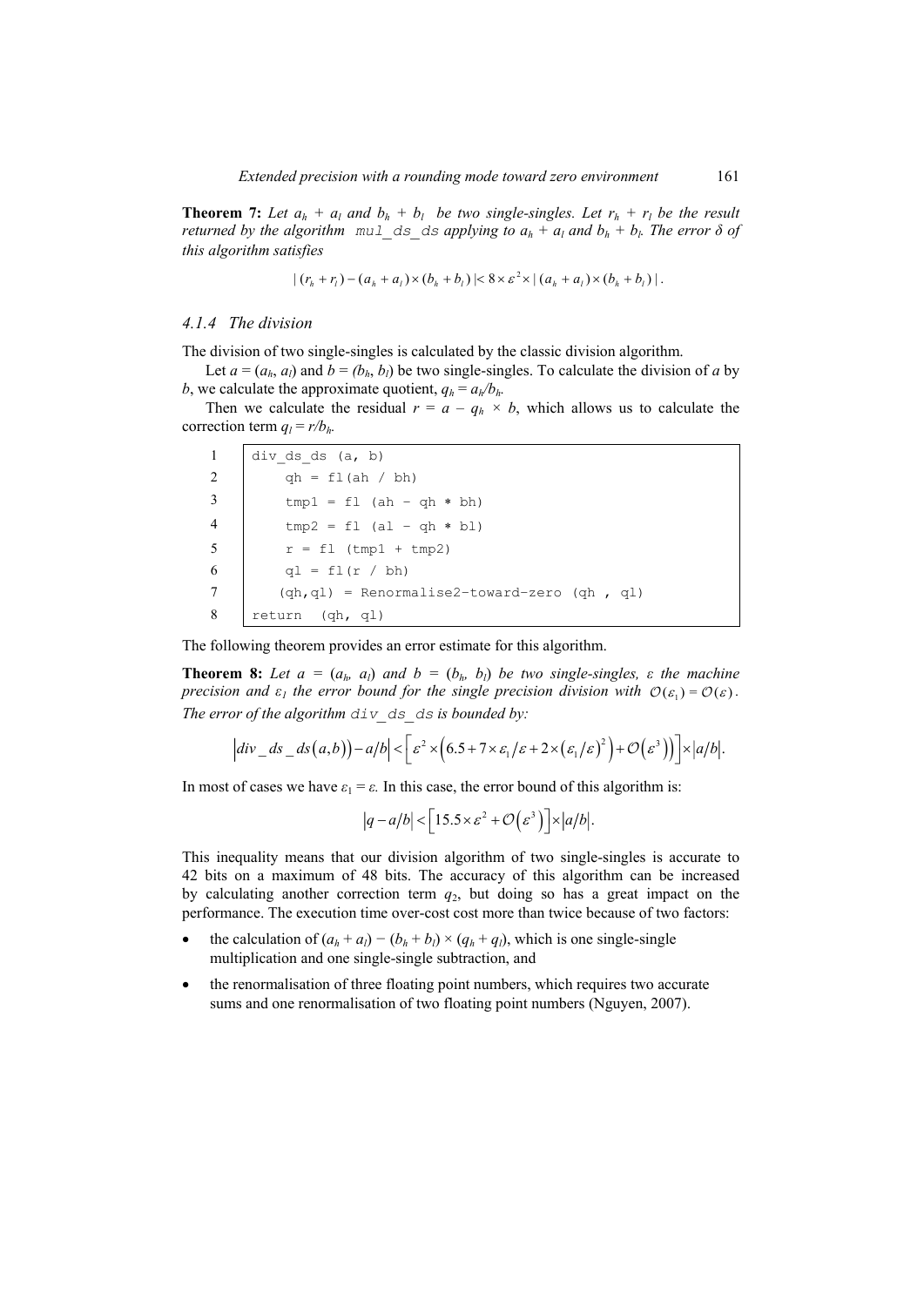**Theorem 7:** *Let $a_h + a_l$ and $b_h + b_l$ be two single-singles. Let $r_h + r_l$ be the result returned by the algorithm* `mul_ds_ds` *applying to $a_h + a_l$ and $b_h + b_l$. The error δ of this algorithm satisfies*

$$|(r_h + r_l) - (a_h + a_l) \times (b_h + b_l)| < 8 \times \varepsilon^2 \times |(a_h + a_l) \times (b_h + b_l)|.$$

### 4.1.4 The division

The division of two single-singles is calculated by the classic division algorithm.

Let $a = (a_h, a_l)$ and $b = (b_h, b_l)$ be two single-singles. To calculate the division of $a$ by $b$, we calculate the approximate quotient, $q_h = a_h/b_h$.

Then we calculate the residual $r = a - q_h \times b$, which allows us to calculate the correction term $q_l = r/b_h$.

```
1  div_ds_ds (a, b)
2      qh = fl(ah / bh)
3      tmp1 = fl (ah – qh * bh)
4      tmp2 = fl (al – qh * bl)
5      r = fl (tmp1 + tmp2)
6      ql = fl(r / bh)
7     (qh,ql) = Renormalise2-toward-zero (qh , ql)
8  return  (qh, ql)
```

The following theorem provides an error estimate for this algorithm.

**Theorem 8:** *Let $a = (a_h, a_l)$ and $b = (b_h, b_l)$ be two single-singles, ε the machine precision and $\varepsilon_1$ the error bound for the single precision division with $\mathcal{O}(\varepsilon_1) = \mathcal{O}(\varepsilon)$. The error of the algorithm* `div_ds_ds` *is bounded by:*

$$\left|div\_ds\_ds(a,b)\right) - a/b\right| < \left[\varepsilon^2 \times \left(6.5 + 7 \times \varepsilon_1/\varepsilon + 2 \times \left(\varepsilon_1/\varepsilon\right)^2\right) + \mathcal{O}\left(\varepsilon^3\right)\right)\right] \times \left|a/b\right|.$$

In most of cases we have $\varepsilon_1 = \varepsilon$. In this case, the error bound of this algorithm is:

$$\left|q - a/b\right| < \left[15.5 \times \varepsilon^2 + \mathcal{O}\left(\varepsilon^3\right)\right] \times \left|a/b\right|.$$

This inequality means that our division algorithm of two single-singles is accurate to 42 bits on a maximum of 48 bits. The accuracy of this algorithm can be increased by calculating another correction term $q_2$, but doing so has a great impact on the performance. The execution time over-cost cost more than twice because of two factors:

- the calculation of $(a_h + a_l) - (b_h + b_l) \times (q_h + q_l)$, which is one single-single multiplication and one single-single subtraction, and
- the renormalisation of three floating point numbers, which requires two accurate sums and one renormalisation of two floating point numbers (Nguyen, 2007).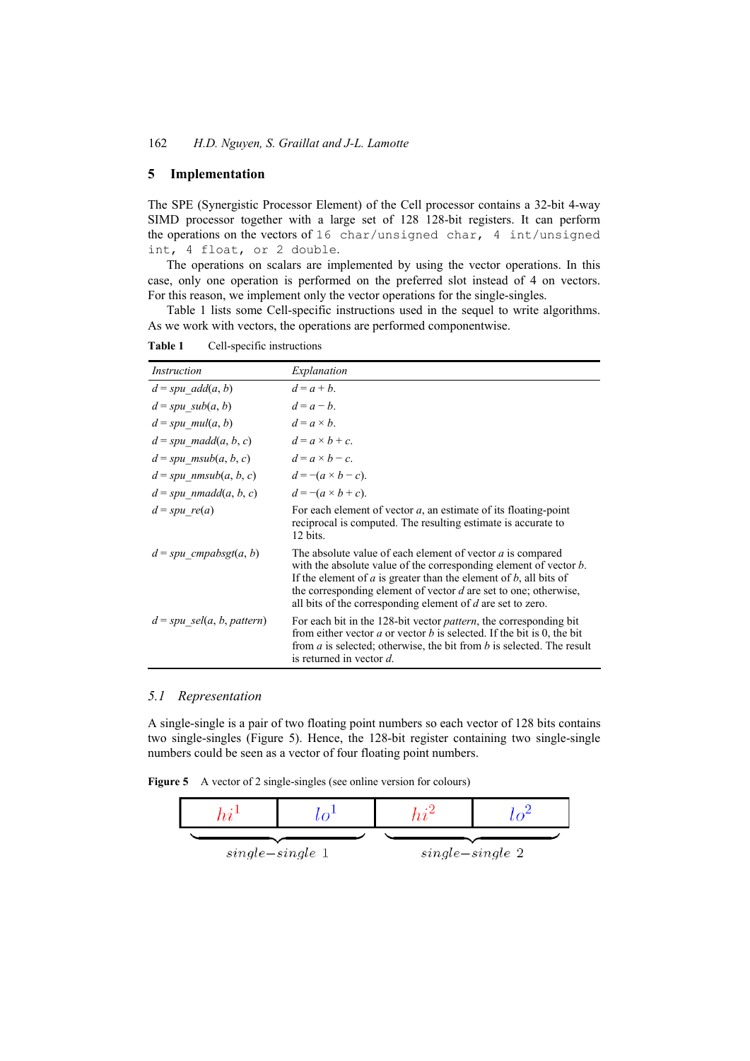## 5 Implementation

The SPE (Synergistic Processor Element) of the Cell processor contains a 32-bit 4-way SIMD processor together with a large set of 128 128-bit registers. It can perform the operations on the vectors of `16 char/unsigned char, 4 int/unsigned int, 4 float, or 2 double`.

The operations on scalars are implemented by using the vector operations. In this case, only one operation is performed on the preferred slot instead of 4 on vectors. For this reason, we implement only the vector operations for the single-singles.

Table 1 lists some Cell-specific instructions used in the sequel to write algorithms. As we work with vectors, the operations are performed componentwise.

**Table 1** Cell-specific instructions

| *Instruction* | *Explanation* |
|---|---|
| $d = spu\_add(a, b)$ | $d = a + b$. |
| $d = spu\_sub(a, b)$ | $d = a - b$. |
| $d = spu\_mul(a, b)$ | $d = a \times b$. |
| $d = spu\_madd(a, b, c)$ | $d = a \times b + c$. |
| $d = spu\_msub(a, b, c)$ | $d = a \times b - c$. |
| $d = spu\_nmsub(a, b, c)$ | $d = -(a \times b - c)$. |
| $d = spu\_nmadd(a, b, c)$ | $d = -(a \times b + c)$. |
| $d = spu\_re(a)$ | For each element of vector $a$, an estimate of its floating-point reciprocal is computed. The resulting estimate is accurate to 12 bits. |
| $d = spu\_cmpabsgt(a, b)$ | The absolute value of each element of vector $a$ is compared with the absolute value of the corresponding element of vector $b$. If the element of $a$ is greater than the element of $b$, all bits of the corresponding element of vector $d$ are set to one; otherwise, all bits of the corresponding element of $d$ are set to zero. |
| $d = spu\_sel(a, b, pattern)$ | For each bit in the 128-bit vector *pattern*, the corresponding bit from either vector $a$ or vector $b$ is selected. If the bit is 0, the bit from $a$ is selected; otherwise, the bit from $b$ is selected. The result is returned in vector $d$. |

### 5.1 Representation

A single-single is a pair of two floating point numbers so each vector of 128 bits contains two single-singles (Figure 5). Hence, the 128-bit register containing two single-single numbers could be seen as a vector of four floating point numbers.

**Figure 5** A vector of 2 single-singles (see online version for colours)

| $hi^1$ | $lo^1$ | $hi^2$ | $lo^2$ |
|---|---|---|---|
| *single−single 1* | | *single−single 2* | |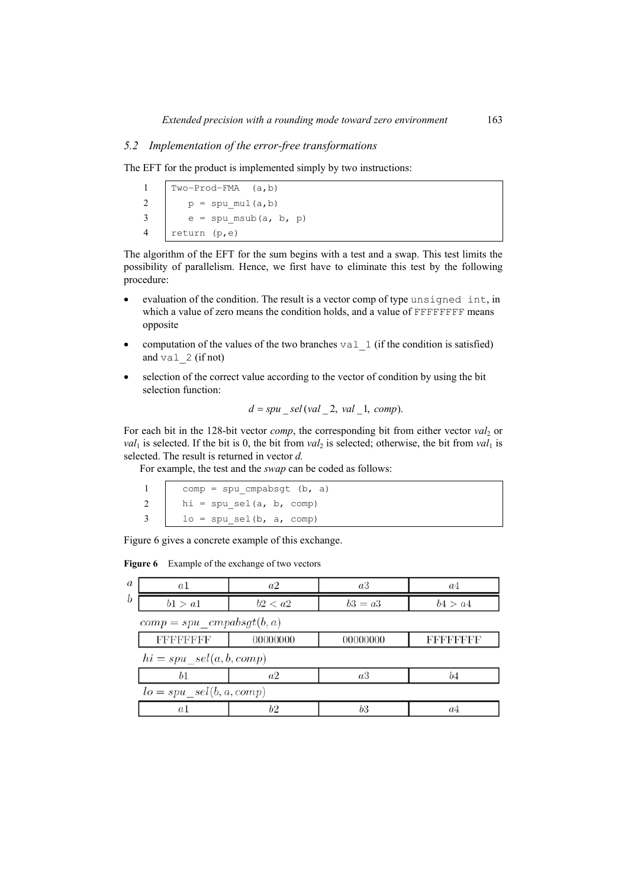### 5.2 Implementation of the error-free transformations

The EFT for the product is implemented simply by two instructions:

```
1  Two-Prod-FMA  (a,b)
2     p = spu_mul(a,b)
3     e = spu_msub(a, b, p)
4  return (p,e)
```

The algorithm of the EFT for the sum begins with a test and a swap. This test limits the possibility of parallelism. Hence, we first have to eliminate this test by the following procedure:

- evaluation of the condition. The result is a vector comp of type `unsigned int`, in which a value of zero means the condition holds, and a value of `FFFFFFFF` means opposite
- computation of the values of the two branches `val_1` (if the condition is satisfied) and `val_2` (if not)
- selection of the correct value according to the vector of condition by using the bit selection function:

$$d = spu\_sel(val\_2,\ val\_1,\ comp).$$

For each bit in the 128-bit vector *comp*, the corresponding bit from either vector $val_2$ or $val_1$ is selected. If the bit is 0, the bit from $val_2$ is selected; otherwise, the bit from $val_1$ is selected. The result is returned in vector *d.*

For example, the test and the *swap* can be coded as follows:

```
1    comp = spu_cmpabsgt (b, a)
2    hi = spu_sel(a, b, comp)
3    lo = spu_sel(b, a, comp)
```

Figure 6 gives a concrete example of this exchange.

**Figure 6** Example of the exchange of two vectors

| | | | | |
|---|---|---|---|---|
| $a$ | $a1$ | $a2$ | $a3$ | $a4$ |
| $b$ | $b1 > a1$ | $b2 < a2$ | $b3 = a3$ | $b4 > a4$ |
| $comp = spu\_cmpabsgt(b, a)$ | | | | |
| | FFFFFFFF | 00000000 | 00000000 | FFFFFFFF |
| $hi = spu\_sel(a, b, comp)$ | | | | |
| | $b1$ | $a2$ | $a3$ | $b4$ |
| $lo = spu\_sel(b, a, comp)$ | | | | |
| | $a1$ | $b2$ | $b3$ | $a4$ |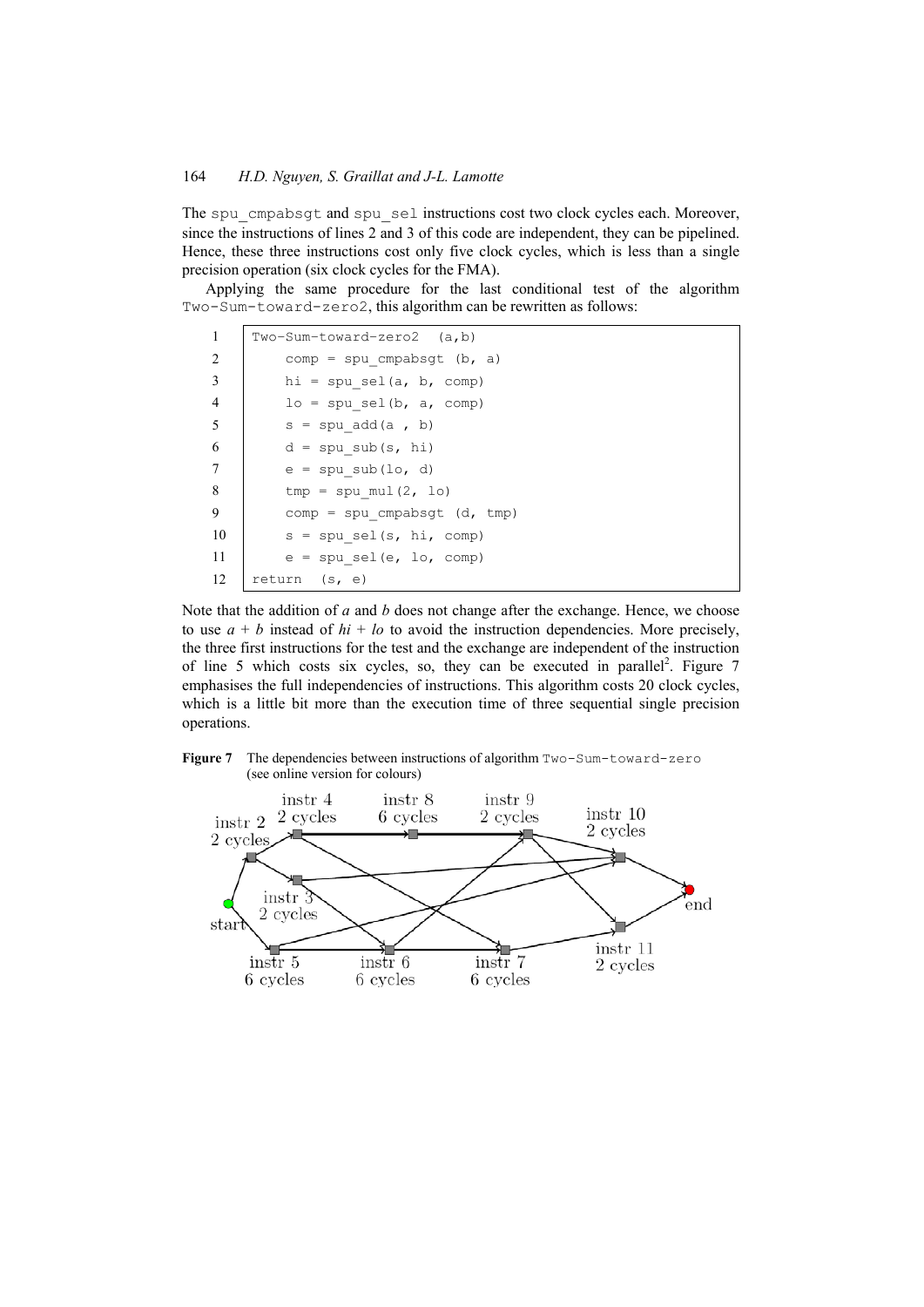The `spu_cmpabsgt` and `spu_sel` instructions cost two clock cycles each. Moreover, since the instructions of lines 2 and 3 of this code are independent, they can be pipelined. Hence, these three instructions cost only five clock cycles, which is less than a single precision operation (six clock cycles for the FMA).

Applying the same procedure for the last conditional test of the algorithm `Two-Sum-toward-zero2`, this algorithm can be rewritten as follows:

```
1   Two-Sum-toward-zero2  (a,b)
2       comp = spu_cmpabsgt (b, a)
3       hi = spu_sel(a, b, comp)
4       lo = spu_sel(b, a, comp)
5       s = spu_add(a , b)
6       d = spu_sub(s, hi)
7       e = spu_sub(lo, d)
8       tmp = spu_mul(2, lo)
9       comp = spu_cmpabsgt (d, tmp)
10      s = spu_sel(s, hi, comp)
11      e = spu_sel(e, lo, comp)
12  return  (s, e)
```

Note that the addition of *a* and *b* does not change after the exchange. Hence, we choose to use $a + b$ instead of $hi + lo$ to avoid the instruction dependencies. More precisely, the three first instructions for the test and the exchange are independent of the instruction of line 5 which costs six cycles, so, they can be executed in parallel[2]. Figure 7 emphasises the full independencies of instructions. This algorithm costs 20 clock cycles, which is a little bit more than the execution time of three sequential single precision operations.

**Figure 7** The dependencies between instructions of algorithm `Two-Sum-toward-zero` (see online version for colours)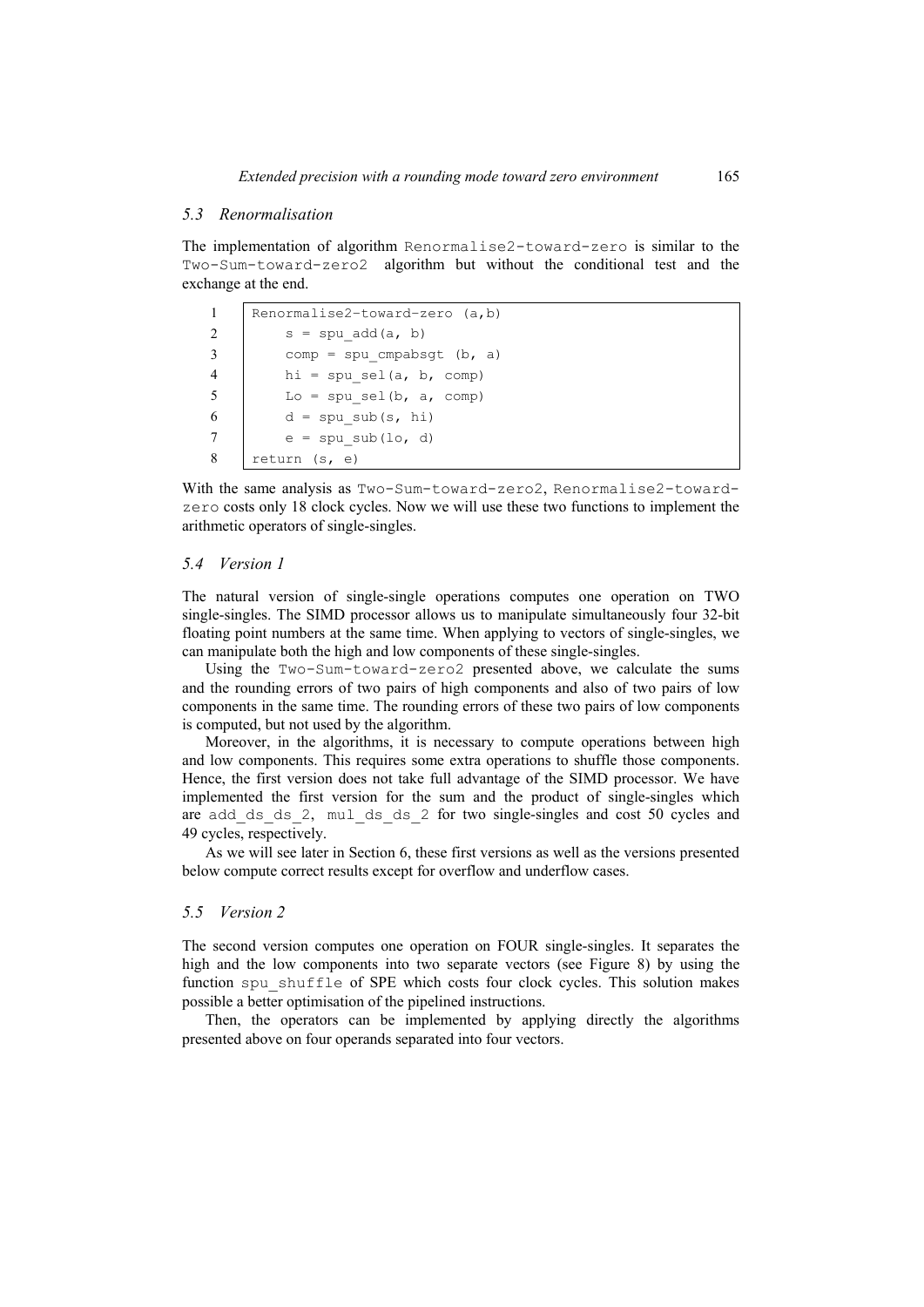### 5.3 Renormalisation

The implementation of algorithm Renormalise2-toward-zero is similar to the Two-Sum-toward-zero2 algorithm but without the conditional test and the exchange at the end.

```
1  Renormalise2-toward-zero (a,b)
2      s = spu_add(a, b)
3      comp = spu_cmpabsgt (b, a)
4      hi = spu_sel(a, b, comp)
5      Lo = spu_sel(b, a, comp)
6      d = spu_sub(s, hi)
7      e = spu_sub(lo, d)
8  return (s, e)
```

With the same analysis as Two-Sum-toward-zero2, Renormalise2-toward-zero costs only 18 clock cycles. Now we will use these two functions to implement the arithmetic operators of single-singles.

### 5.4 Version 1

The natural version of single-single operations computes one operation on TWO single-singles. The SIMD processor allows us to manipulate simultaneously four 32-bit floating point numbers at the same time. When applying to vectors of single-singles, we can manipulate both the high and low components of these single-singles.

Using the Two-Sum-toward-zero2 presented above, we calculate the sums and the rounding errors of two pairs of high components and also of two pairs of low components in the same time. The rounding errors of these two pairs of low components is computed, but not used by the algorithm.

Moreover, in the algorithms, it is necessary to compute operations between high and low components. This requires some extra operations to shuffle those components. Hence, the first version does not take full advantage of the SIMD processor. We have implemented the first version for the sum and the product of single-singles which are add_ds_ds_2, mul_ds_ds_2 for two single-singles and cost 50 cycles and 49 cycles, respectively.

As we will see later in Section 6, these first versions as well as the versions presented below compute correct results except for overflow and underflow cases.

### 5.5 Version 2

The second version computes one operation on FOUR single-singles. It separates the high and the low components into two separate vectors (see Figure 8) by using the function spu_shuffle of SPE which costs four clock cycles. This solution makes possible a better optimisation of the pipelined instructions.

Then, the operators can be implemented by applying directly the algorithms presented above on four operands separated into four vectors.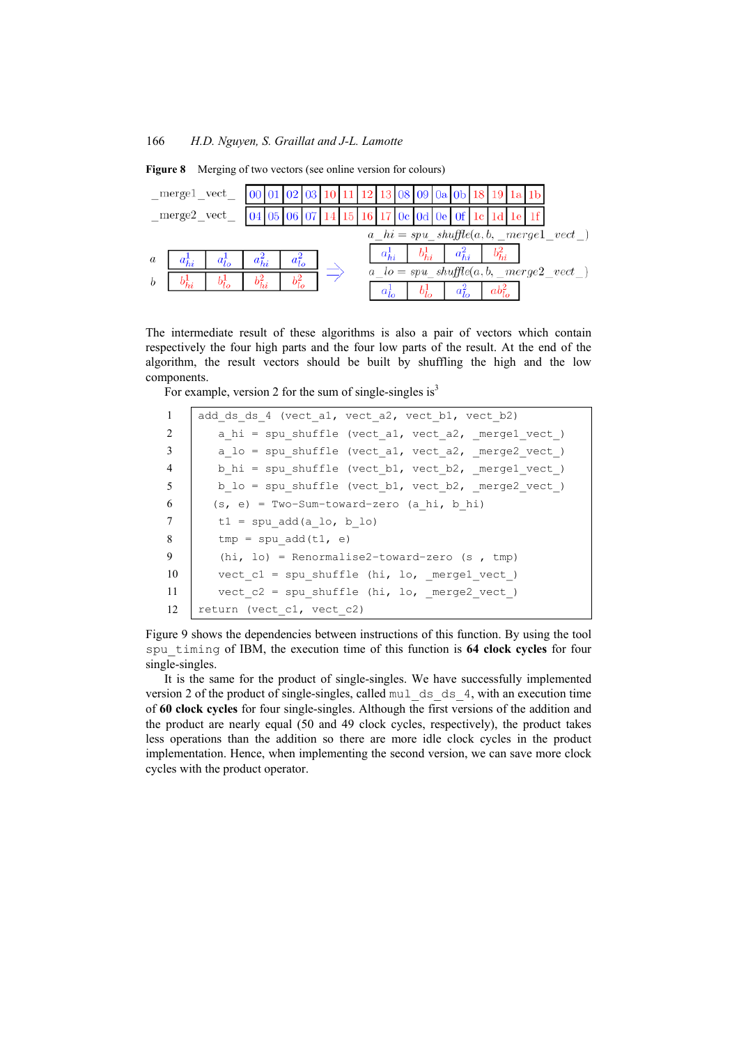**Figure 8** Merging of two vectors (see online version for colours)

| _merge1_vect_ | 00 | 01 | 02 | 03 | 10 | 11 | 12 | 13 | 08 | 09 | 0a | 0b | 18 | 19 | 1a | 1b |
|---|---|---|---|---|---|---|---|---|---|---|---|---|---|---|---|---|
| _merge2_vect_ | 04 | 05 | 06 | 07 | 14 | 15 | 16 | 17 | 0c | 0d | 0e | 0f | 1c | 1d | 1e | 1f |

| | | | | |
|---|---|---|---|---|
| $a$ | $a^1_{hi}$ | $a^1_{lo}$ | $a^2_{hi}$ | $a^2_{lo}$ |
| $b$ | $b^1_{hi}$ | $b^1_{lo}$ | $b^2_{hi}$ | $b^2_{lo}$ |

⇒

$a\_hi = spu\_shuffle(a, b, \_merge1\_vect\_)$

| $a^1_{hi}$ | $b^1_{hi}$ | $a^2_{hi}$ | $b^2_{hi}$ |
|---|---|---|---|

$a\_lo = spu\_shuffle(a, b, \_merge2\_vect\_)$

| $a^1_{lo}$ | $b^1_{lo}$ | $a^2_{lo}$ | $ab^2_{lo}$ |
|---|---|---|---|

The intermediate result of these algorithms is also a pair of vectors which contain respectively the four high parts and the four low parts of the result. At the end of the algorithm, the result vectors should be built by shuffling the high and the low components.

For example, version 2 for the sum of single-singles is[3]

```
1   add_ds_ds_4 (vect_a1, vect_a2, vect_b1, vect_b2)
2      a_hi = spu_shuffle (vect_a1, vect_a2, _merge1_vect_)
3      a_lo = spu_shuffle (vect_a1, vect_a2, _merge2_vect_)
4      b_hi = spu_shuffle (vect_b1, vect_b2, _merge1_vect_)
5      b_lo = spu_shuffle (vect_b1, vect_b2, _merge2_vect_)
6     (s, e) = Two-Sum-toward-zero (a_hi, b_hi)
7      t1 = spu_add(a_lo, b_lo)
8      tmp = spu_add(t1, e)
9      (hi, lo) = Renormalise2-toward-zero (s , tmp)
10     vect_c1 = spu_shuffle (hi, lo, _merge1_vect_)
11     vect_c2 = spu_shuffle (hi, lo, _merge2_vect_)
12  return (vect_c1, vect_c2)
```

Figure 9 shows the dependencies between instructions of this function. By using the tool `spu_timing` of IBM, the execution time of this function is **64 clock cycles** for four single-singles.

It is the same for the product of single-singles. We have successfully implemented version 2 of the product of single-singles, called `mul_ds_ds_4`, with an execution time of **60 clock cycles** for four single-singles. Although the first versions of the addition and the product are nearly equal (50 and 49 clock cycles, respectively), the product takes less operations than the addition so there are more idle clock cycles in the product implementation. Hence, when implementing the second version, we can save more clock cycles with the product operator.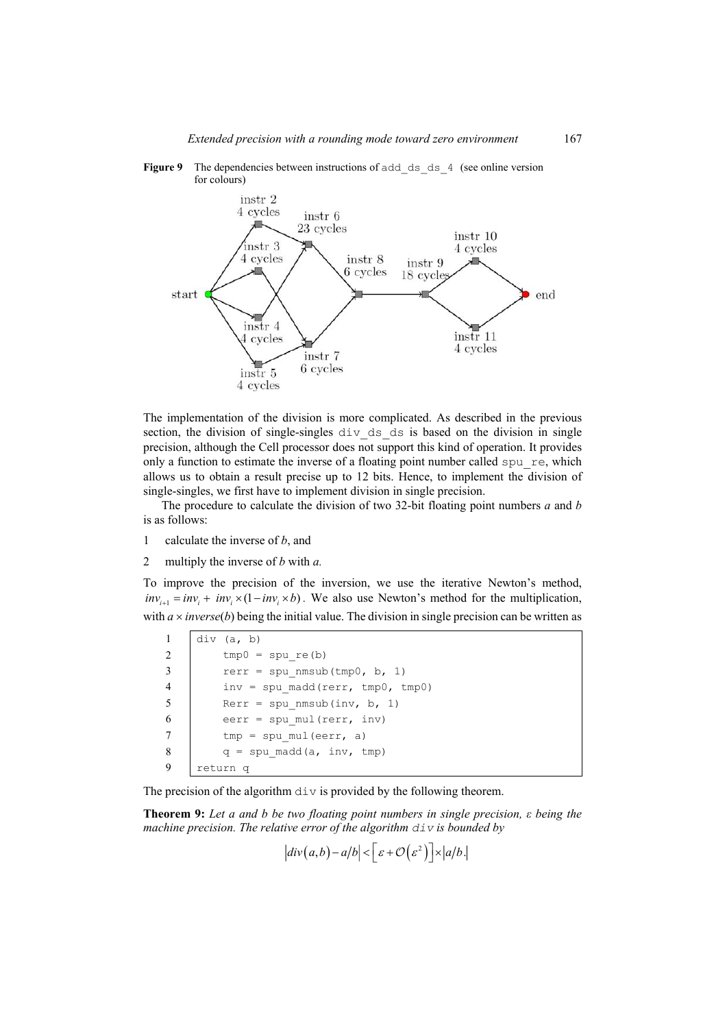**Figure 9** The dependencies between instructions of `add_ds_ds_4` (see online version for colours)

The implementation of the division is more complicated. As described in the previous section, the division of single-singles `div_ds_ds` is based on the division in single precision, although the Cell processor does not support this kind of operation. It provides only a function to estimate the inverse of a floating point number called `spu_re`, which allows us to obtain a result precise up to 12 bits. Hence, to implement the division of single-singles, we first have to implement division in single precision.

The procedure to calculate the division of two 32-bit floating point numbers *a* and *b* is as follows:

1. calculate the inverse of *b*, and
2. multiply the inverse of *b* with *a.*

To improve the precision of the inversion, we use the iterative Newton's method, $inv_{i+1} = inv_i + inv_i \times (1 - inv_i \times b)$. We also use Newton's method for the multiplication, with $a \times inverse(b)$ being the initial value. The division in single precision can be written as

```
1  div (a, b)
2      tmp0 = spu_re(b)
3      rerr = spu_nmsub(tmp0, b, 1)
4      inv = spu_madd(rerr, tmp0, tmp0)
5      Rerr = spu_nmsub(inv, b, 1)
6      eerr = spu_mul(rerr, inv)
7      tmp = spu_mul(eerr, a)
8      q = spu_madd(a, inv, tmp)
9  return q
```

The precision of the algorithm `div` is provided by the following theorem.

**Theorem 9:** *Let a and b be two floating point numbers in single precision, ε being the machine precision. The relative error of the algorithm* `div` *is bounded by*

$$\left|div(a,b) - a/b\right| < \left[\varepsilon + \mathcal{O}\left(\varepsilon^2\right)\right] \times \left|a/b.\right|$$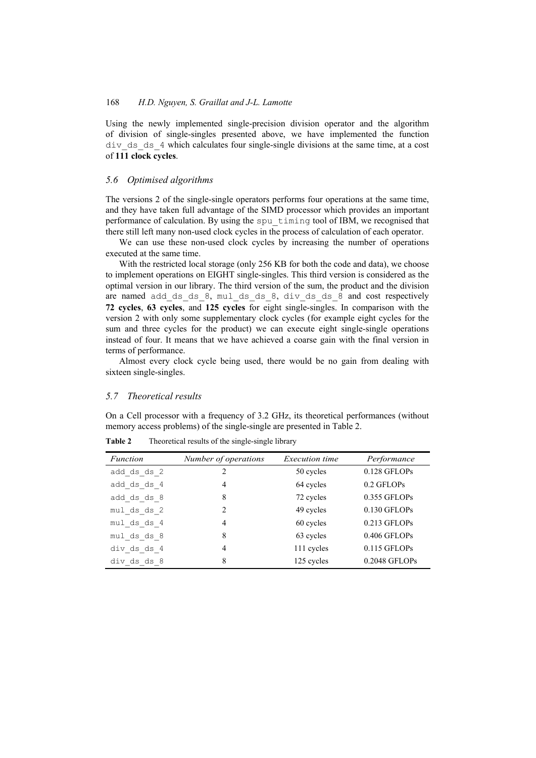Using the newly implemented single-precision division operator and the algorithm of division of single-singles presented above, we have implemented the function `div_ds_ds_4` which calculates four single-single divisions at the same time, at a cost of **111 clock cycles**.

### *5.6 Optimised algorithms*

The versions 2 of the single-single operators performs four operations at the same time, and they have taken full advantage of the SIMD processor which provides an important performance of calculation. By using the `spu_timing` tool of IBM, we recognised that there still left many non-used clock cycles in the process of calculation of each operator.

We can use these non-used clock cycles by increasing the number of operations executed at the same time.

With the restricted local storage (only 256 KB for both the code and data), we choose to implement operations on EIGHT single-singles. This third version is considered as the optimal version in our library. The third version of the sum, the product and the division are named `add_ds_ds_8`, `mul_ds_ds_8`, `div_ds_ds_8` and cost respectively **72 cycles**, **63 cycles**, and **125 cycles** for eight single-singles. In comparison with the version 2 with only some supplementary clock cycles (for example eight cycles for the sum and three cycles for the product) we can execute eight single-single operations instead of four. It means that we have achieved a coarse gain with the final version in terms of performance.

Almost every clock cycle being used, there would be no gain from dealing with sixteen single-singles.

### *5.7 Theoretical results*

On a Cell processor with a frequency of 3.2 GHz, its theoretical performances (without memory access problems) of the single-single are presented in Table 2.

**Table 2** Theoretical results of the single-single library

| *Function* | *Number of operations* | *Execution time* | *Performance* |
|---|---|---|---|
| `add_ds_ds_2` | 2 | 50 cycles | 0.128 GFLOPs |
| `add_ds_ds_4` | 4 | 64 cycles | 0.2 GFLOPs |
| `add_ds_ds_8` | 8 | 72 cycles | 0.355 GFLOPs |
| `mul_ds_ds_2` | 2 | 49 cycles | 0.130 GFLOPs |
| `mul_ds_ds_4` | 4 | 60 cycles | 0.213 GFLOPs |
| `mul_ds_ds_8` | 8 | 63 cycles | 0.406 GFLOPs |
| `div_ds_ds_4` | 4 | 111 cycles | 0.115 GFLOPs |
| `div_ds_ds_8` | 8 | 125 cycles | 0.2048 GFLOPs |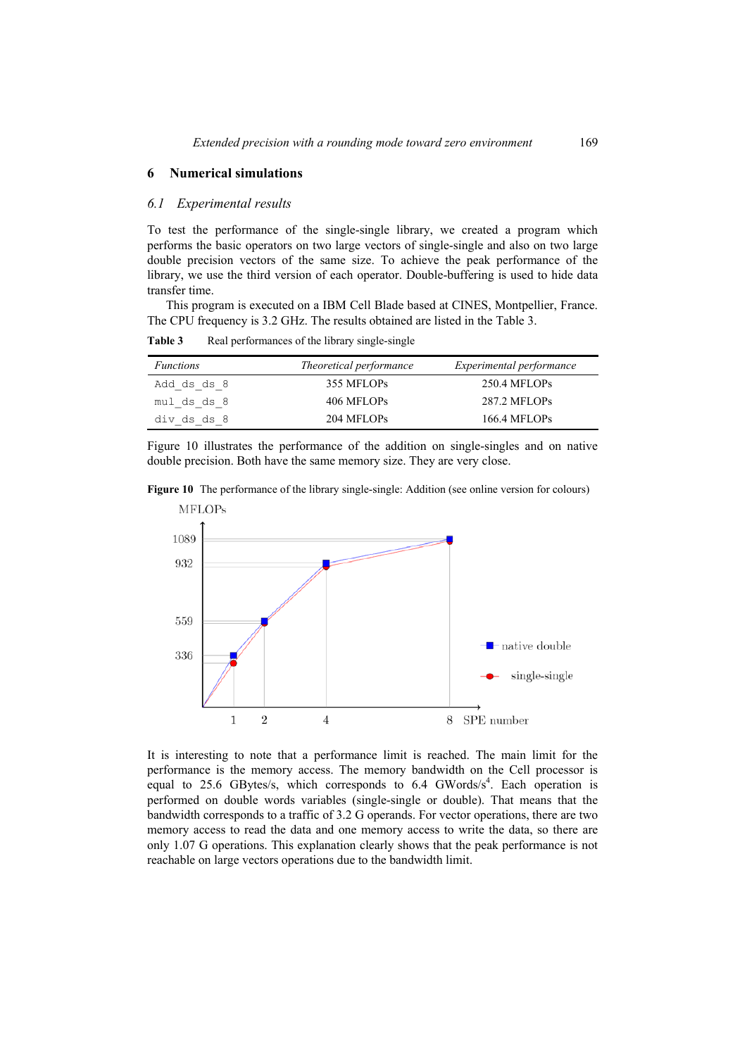## 6 Numerical simulations

### 6.1 Experimental results

To test the performance of the single-single library, we created a program which performs the basic operators on two large vectors of single-single and also on two large double precision vectors of the same size. To achieve the peak performance of the library, we use the third version of each operator. Double-buffering is used to hide data transfer time.

This program is executed on a IBM Cell Blade based at CINES, Montpellier, France. The CPU frequency is 3.2 GHz. The results obtained are listed in the Table 3.

**Table 3** Real performances of the library single-single

| *Functions* | *Theoretical performance* | *Experimental performance* |
|---|---|---|
| `Add_ds_ds_8` | 355 MFLOPs | 250.4 MFLOPs |
| `mul_ds_ds_8` | 406 MFLOPs | 287.2 MFLOPs |
| `div_ds_ds_8` | 204 MFLOPs | 166.4 MFLOPs |

Figure 10 illustrates the performance of the addition on single-singles and on native double precision. Both have the same memory size. They are very close.

**Figure 10** The performance of the library single-single: Addition (see online version for colours)

It is interesting to note that a performance limit is reached. The main limit for the performance is the memory access. The memory bandwidth on the Cell processor is equal to 25.6 GBytes/s, which corresponds to 6.4 GWords/s[4]. Each operation is performed on double words variables (single-single or double). That means that the bandwidth corresponds to a traffic of 3.2 G operands. For vector operations, there are two memory access to read the data and one memory access to write the data, so there are only 1.07 G operations. This explanation clearly shows that the peak performance is not reachable on large vectors operations due to the bandwidth limit.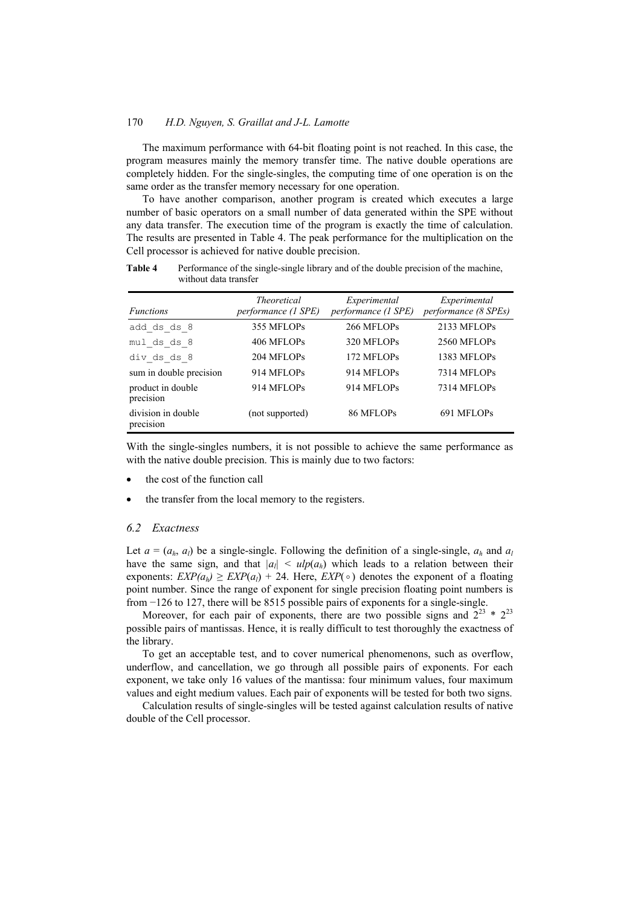The maximum performance with 64-bit floating point is not reached. In this case, the program measures mainly the memory transfer time. The native double operations are completely hidden. For the single-singles, the computing time of one operation is on the same order as the transfer memory necessary for one operation.

To have another comparison, another program is created which executes a large number of basic operators on a small number of data generated within the SPE without any data transfer. The execution time of the program is exactly the time of calculation. The results are presented in Table 4. The peak performance for the multiplication on the Cell processor is achieved for native double precision.

**Table 4** Performance of the single-single library and of the double precision of the machine, without data transfer

| *Functions* | *Theoretical performance (1 SPE)* | *Experimental performance (1 SPE)* | *Experimental performance (8 SPEs)* |
|---|---|---|---|
| `add_ds_ds_8` | 355 MFLOPs | 266 MFLOPs | 2133 MFLOPs |
| `mul_ds_ds_8` | 406 MFLOPs | 320 MFLOPs | 2560 MFLOPs |
| `div_ds_ds_8` | 204 MFLOPs | 172 MFLOPs | 1383 MFLOPs |
| sum in double precision | 914 MFLOPs | 914 MFLOPs | 7314 MFLOPs |
| product in double precision | 914 MFLOPs | 914 MFLOPs | 7314 MFLOPs |
| division in double precision | (not supported) | 86 MFLOPs | 691 MFLOPs |

With the single-singles numbers, it is not possible to achieve the same performance as with the native double precision. This is mainly due to two factors:

- the cost of the function call
- the transfer from the local memory to the registers.

### 6.2 Exactness

Let $a = (a_h, a_l)$ be a single-single. Following the definition of a single-single, $a_h$ and $a_l$ have the same sign, and that $|a_l| < ulp(a_h)$ which leads to a relation between their exponents: $EXP(a_h) \geq EXP(a_l) + 24$. Here, $EXP(\circ)$ denotes the exponent of a floating point number. Since the range of exponent for single precision floating point numbers is from −126 to 127, there will be 8515 possible pairs of exponents for a single-single.

Moreover, for each pair of exponents, there are two possible signs and $2^{23} * 2^{23}$ possible pairs of mantissas. Hence, it is really difficult to test thoroughly the exactness of the library.

To get an acceptable test, and to cover numerical phenomenons, such as overflow, underflow, and cancellation, we go through all possible pairs of exponents. For each exponent, we take only 16 values of the mantissa: four minimum values, four maximum values and eight medium values. Each pair of exponents will be tested for both two signs.

Calculation results of single-singles will be tested against calculation results of native double of the Cell processor.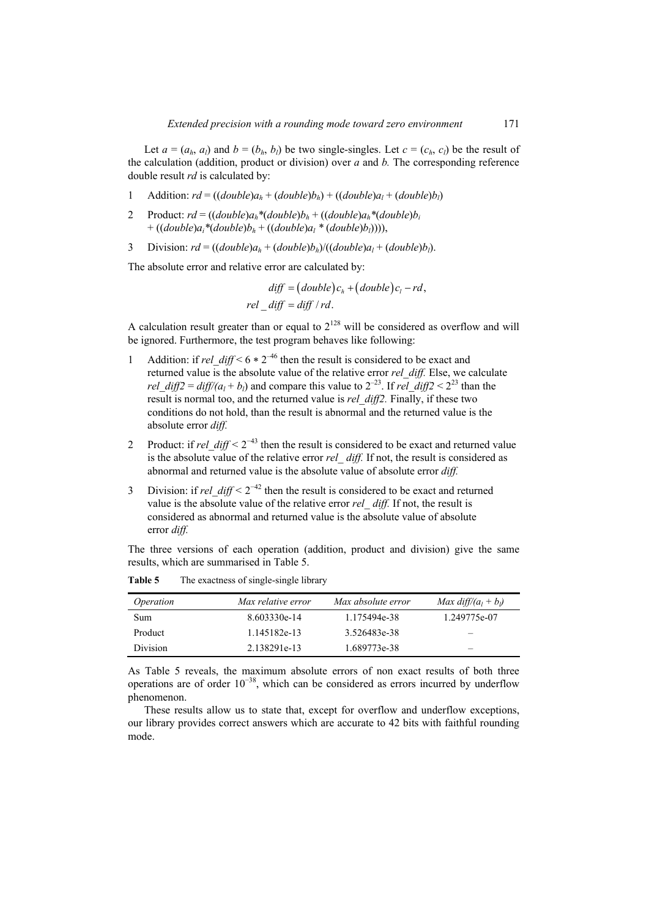Let $a = (a_h, a_l)$ and $b = (b_h, b_l)$ be two single-singles. Let $c = (c_h, c_l)$ be the result of the calculation (addition, product or division) over $a$ and $b$. The corresponding reference double result $rd$ is calculated by:

1. Addition: $rd = ((double)a_h + (double)b_h) + ((double)a_l + (double)b_l)$
2. Product: $rd = ((double)a_h*(double)b_h + ((double)a_h*(double)b_l + ((double)a_l*(double)b_h + ((double)a_l * (double)b_l))))$,
3. Division: $rd = ((double)a_h + (double)b_h)/((double)a_l + (double)b_l)$.

The absolute error and relative error are calculated by:

$$diff = (double)c_h + (double)c_l - rd,$$
$$rel\_diff = diff / rd.$$

A calculation result greater than or equal to $2^{128}$ will be considered as overflow and will be ignored. Furthermore, the test program behaves like following:

1. Addition: if $rel\_diff < 6 * 2^{-46}$ then the result is considered to be exact and returned value is the absolute value of the relative error *rel_diff.* Else, we calculate $rel\_diff2 = diff/(a_l + b_l)$ and compare this value to $2^{-23}$. If $rel\_diff2 < 2^{23}$ than the result is normal too, and the returned value is *rel_diff2.* Finally, if these two conditions do not hold, than the result is abnormal and the returned value is the absolute error *diff.*
2. Product: if $rel\_diff < 2^{-43}$ then the result is considered to be exact and returned value is the absolute value of the relative error *rel_ diff.* If not, the result is considered as abnormal and returned value is the absolute value of absolute error *diff.*
3. Division: if $rel\_diff < 2^{-42}$ then the result is considered to be exact and returned value is the absolute value of the relative error *rel_ diff.* If not, the result is considered as abnormal and returned value is the absolute value of absolute error *diff.*

The three versions of each operation (addition, product and division) give the same results, which are summarised in Table 5.

**Table 5** The exactness of single-single library

| *Operation* | *Max relative error* | *Max absolute error* | *Max diff/($a_l + b_l$)* |
|---|---|---|---|
| Sum | 8.603330e-14 | 1.175494e-38 | 1.249775e-07 |
| Product | 1.145182e-13 | 3.526483e-38 | – |
| Division | 2.138291e-13 | 1.689773e-38 | – |

As Table 5 reveals, the maximum absolute errors of non exact results of both three operations are of order $10^{-38}$, which can be considered as errors incurred by underflow phenomenon.

These results allow us to state that, except for overflow and underflow exceptions, our library provides correct answers which are accurate to 42 bits with faithful rounding mode.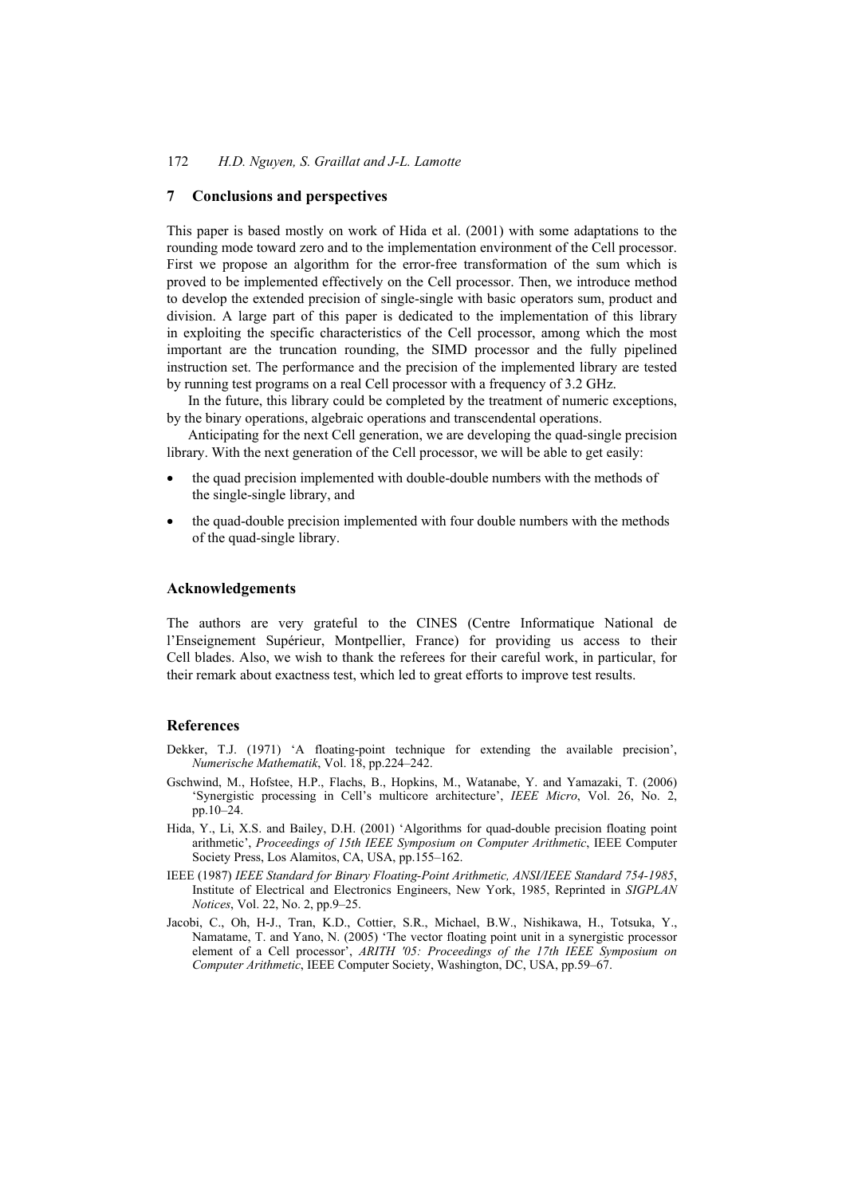## 7 Conclusions and perspectives

This paper is based mostly on work of Hida et al. (2001) with some adaptations to the rounding mode toward zero and to the implementation environment of the Cell processor. First we propose an algorithm for the error-free transformation of the sum which is proved to be implemented effectively on the Cell processor. Then, we introduce method to develop the extended precision of single-single with basic operators sum, product and division. A large part of this paper is dedicated to the implementation of this library in exploiting the specific characteristics of the Cell processor, among which the most important are the truncation rounding, the SIMD processor and the fully pipelined instruction set. The performance and the precision of the implemented library are tested by running test programs on a real Cell processor with a frequency of 3.2 GHz.

In the future, this library could be completed by the treatment of numeric exceptions, by the binary operations, algebraic operations and transcendental operations.

Anticipating for the next Cell generation, we are developing the quad-single precision library. With the next generation of the Cell processor, we will be able to get easily:

- the quad precision implemented with double-double numbers with the methods of the single-single library, and
- the quad-double precision implemented with four double numbers with the methods of the quad-single library.

## Acknowledgements

The authors are very grateful to the CINES (Centre Informatique National de l'Enseignement Supérieur, Montpellier, France) for providing us access to their Cell blades. Also, we wish to thank the referees for their careful work, in particular, for their remark about exactness test, which led to great efforts to improve test results.

## References

Dekker, T.J. (1971) 'A floating-point technique for extending the available precision', *Numerische Mathematik*, Vol. 18, pp.224–242.

Gschwind, M., Hofstee, H.P., Flachs, B., Hopkins, M., Watanabe, Y. and Yamazaki, T. (2006) 'Synergistic processing in Cell's multicore architecture', *IEEE Micro*, Vol. 26, No. 2, pp.10–24.

Hida, Y., Li, X.S. and Bailey, D.H. (2001) 'Algorithms for quad-double precision floating point arithmetic', *Proceedings of 15th IEEE Symposium on Computer Arithmetic*, IEEE Computer Society Press, Los Alamitos, CA, USA, pp.155–162.

IEEE (1987) *IEEE Standard for Binary Floating-Point Arithmetic, ANSI/IEEE Standard 754-1985*, Institute of Electrical and Electronics Engineers, New York, 1985, Reprinted in *SIGPLAN Notices*, Vol. 22, No. 2, pp.9–25.

Jacobi, C., Oh, H-J., Tran, K.D., Cottier, S.R., Michael, B.W., Nishikawa, H., Totsuka, Y., Namatame, T. and Yano, N. (2005) 'The vector floating point unit in a synergistic processor element of a Cell processor', *ARITH '05: Proceedings of the 17th IEEE Symposium on Computer Arithmetic*, IEEE Computer Society, Washington, DC, USA, pp.59–67.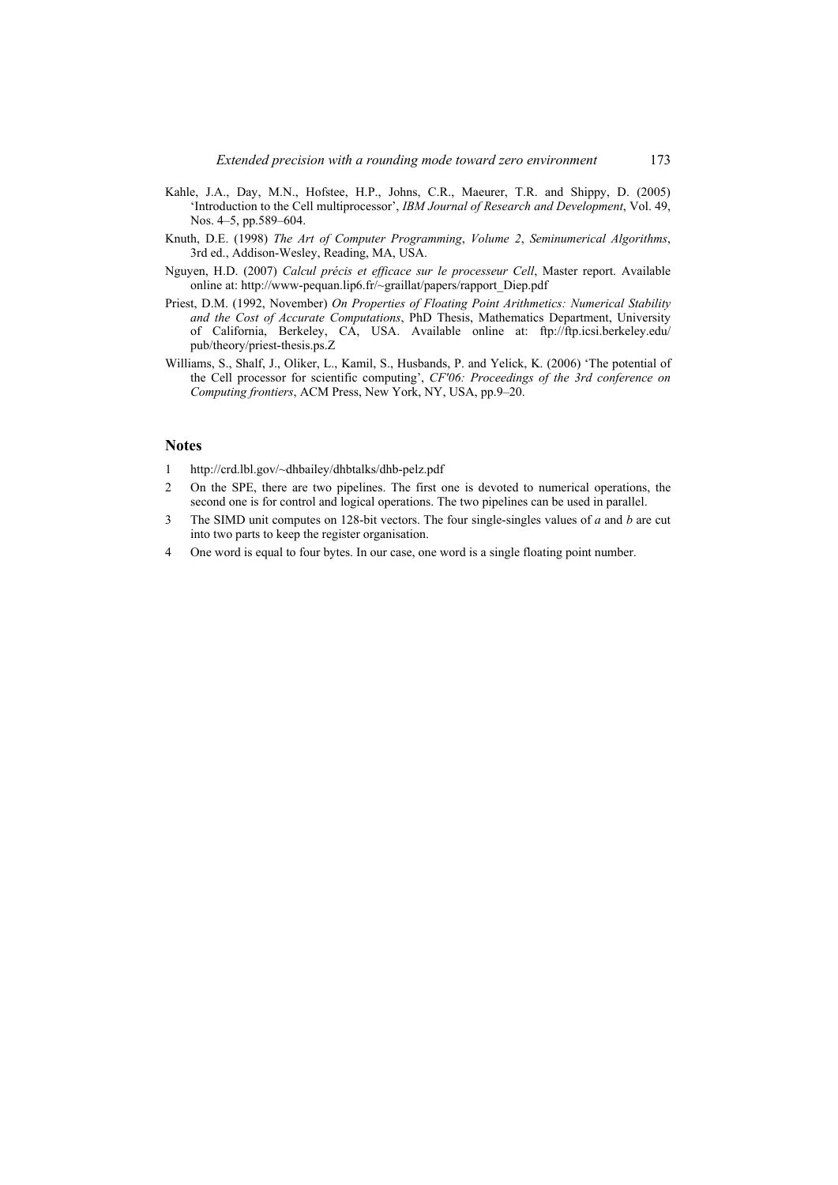Kahle, J.A., Day, M.N., Hofstee, H.P., Johns, C.R., Maeurer, T.R. and Shippy, D. (2005) 'Introduction to the Cell multiprocessor', *IBM Journal of Research and Development*, Vol. 49, Nos. 4–5, pp.589–604.

Knuth, D.E. (1998) *The Art of Computer Programming*, *Volume 2*, *Seminumerical Algorithms*, 3rd ed., Addison-Wesley, Reading, MA, USA.

Nguyen, H.D. (2007) *Calcul précis et efficace sur le processeur Cell*, Master report. Available online at: http://www-pequan.lip6.fr/~graillat/papers/rapport_Diep.pdf

Priest, D.M. (1992, November) *On Properties of Floating Point Arithmetics: Numerical Stability and the Cost of Accurate Computations*, PhD Thesis, Mathematics Department, University of California, Berkeley, CA, USA. Available online at: ftp://ftp.icsi.berkeley.edu/pub/theory/priest-thesis.ps.Z

Williams, S., Shalf, J., Oliker, L., Kamil, S., Husbands, P. and Yelick, K. (2006) 'The potential of the Cell processor for scientific computing', *CF'06: Proceedings of the 3rd conference on Computing frontiers*, ACM Press, New York, NY, USA, pp.9–20.

## Notes

1. http://crd.lbl.gov/~dhbailey/dhbtalks/dhb-pelz.pdf
2. On the SPE, there are two pipelines. The first one is devoted to numerical operations, the second one is for control and logical operations. The two pipelines can be used in parallel.
3. The SIMD unit computes on 128-bit vectors. The four single-singles values of $a$ and $b$ are cut into two parts to keep the register organisation.
4. One word is equal to four bytes. In our case, one word is a single floating point number.